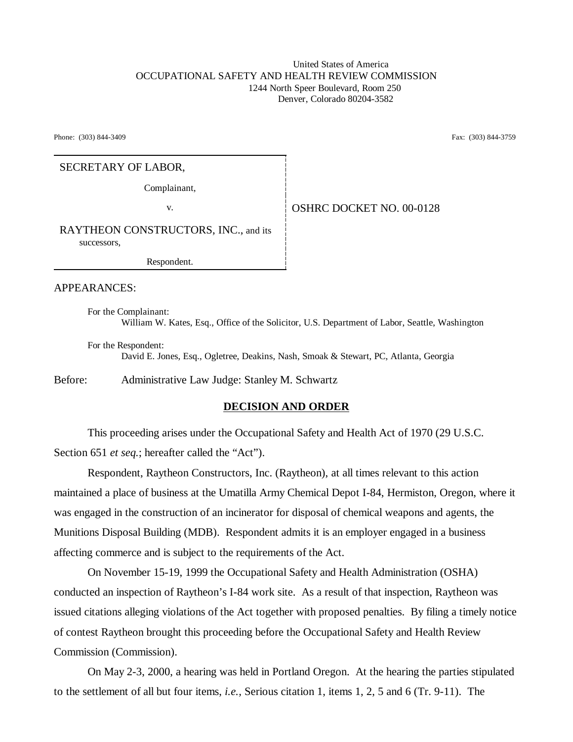United States of America
OCCUPATIONAL SAFETY AND HEALTH REVIEW COMMISSION
1244 North Speer Boulevard, Room 250
Denver, Colorado 80204-3582

Phone: (303) 844-3409 Fax: (303) 844-3759

| | |
|---|---|
| SECRETARY OF LABOR,<br><br>Complainant,<br><br>v.<br><br>RAYTHEON CONSTRUCTORS, INC., and its successors,<br><br>Respondent. | OSHRC DOCKET NO. 00-0128 |

APPEARANCES:

For the Complainant:
William W. Kates, Esq., Office of the Solicitor, U.S. Department of Labor, Seattle, Washington

For the Respondent:
David E. Jones, Esq., Ogletree, Deakins, Nash, Smoak & Stewart, PC, Atlanta, Georgia

Before: Administrative Law Judge: Stanley M. Schwartz

## DECISION AND ORDER

This proceeding arises under the Occupational Safety and Health Act of 1970 (29 U.S.C. Section 651 *et seq.*; hereafter called the "Act").

Respondent, Raytheon Constructors, Inc. (Raytheon), at all times relevant to this action maintained a place of business at the Umatilla Army Chemical Depot I-84, Hermiston, Oregon, where it was engaged in the construction of an incinerator for disposal of chemical weapons and agents, the Munitions Disposal Building (MDB). Respondent admits it is an employer engaged in a business affecting commerce and is subject to the requirements of the Act.

On November 15-19, 1999 the Occupational Safety and Health Administration (OSHA) conducted an inspection of Raytheon's I-84 work site. As a result of that inspection, Raytheon was issued citations alleging violations of the Act together with proposed penalties. By filing a timely notice of contest Raytheon brought this proceeding before the Occupational Safety and Health Review Commission (Commission).

On May 2-3, 2000, a hearing was held in Portland Oregon. At the hearing the parties stipulated to the settlement of all but four items, *i.e.,* Serious citation 1, items 1, 2, 5 and 6 (Tr. 9-11). The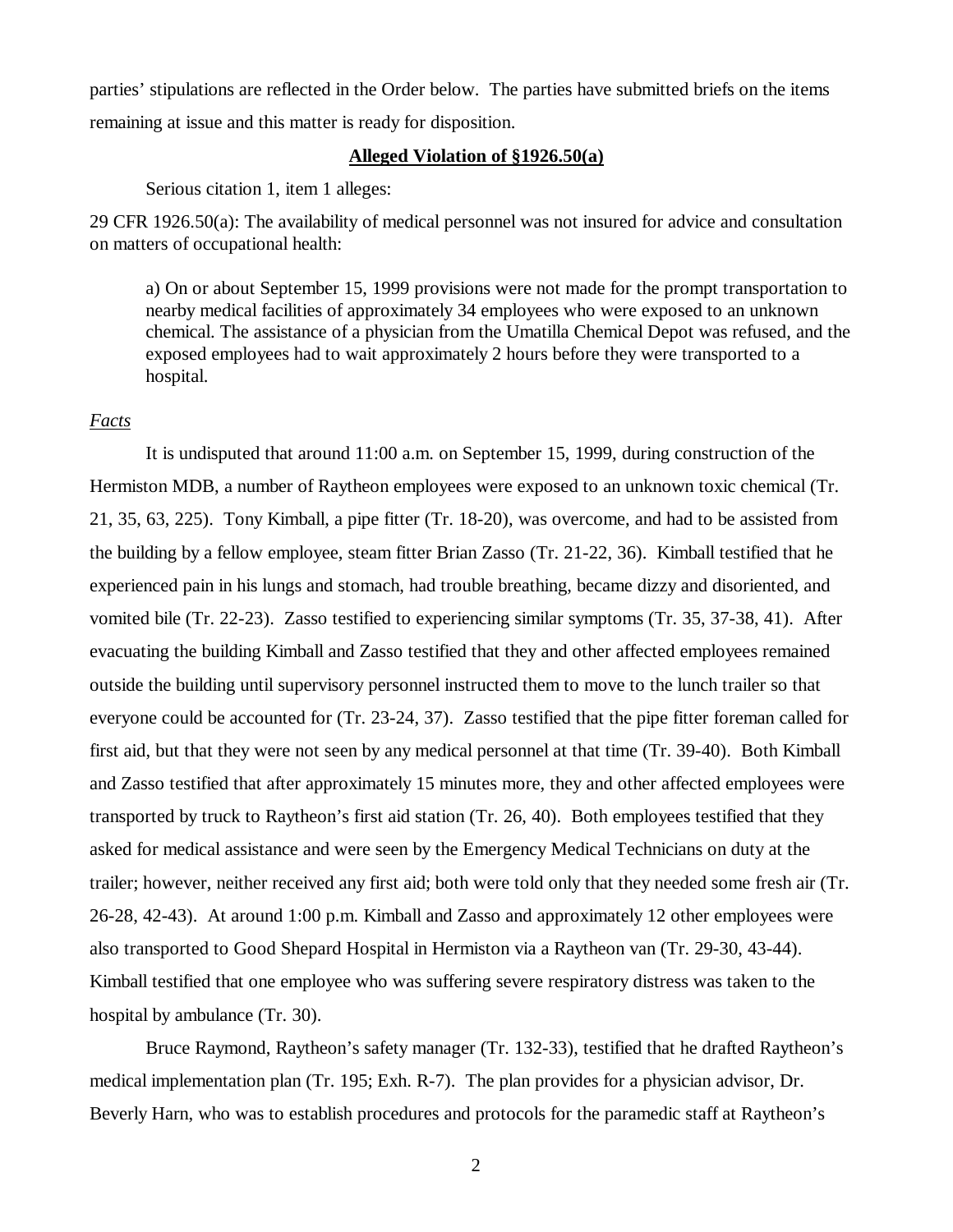parties' stipulations are reflected in the Order below. The parties have submitted briefs on the items remaining at issue and this matter is ready for disposition.

**Alleged Violation of §1926.50(a)**

Serious citation 1, item 1 alleges:

29 CFR 1926.50(a): The availability of medical personnel was not insured for advice and consultation on matters of occupational health:

> a) On or about September 15, 1999 provisions were not made for the prompt transportation to nearby medical facilities of approximately 34 employees who were exposed to an unknown chemical. The assistance of a physician from the Umatilla Chemical Depot was refused, and the exposed employees had to wait approximately 2 hours before they were transported to a hospital.

*Facts*

It is undisputed that around 11:00 a.m. on September 15, 1999, during construction of the Hermiston MDB, a number of Raytheon employees were exposed to an unknown toxic chemical (Tr. 21, 35, 63, 225). Tony Kimball, a pipe fitter (Tr. 18-20), was overcome, and had to be assisted from the building by a fellow employee, steam fitter Brian Zasso (Tr. 21-22, 36). Kimball testified that he experienced pain in his lungs and stomach, had trouble breathing, became dizzy and disoriented, and vomited bile (Tr. 22-23). Zasso testified to experiencing similar symptoms (Tr. 35, 37-38, 41). After evacuating the building Kimball and Zasso testified that they and other affected employees remained outside the building until supervisory personnel instructed them to move to the lunch trailer so that everyone could be accounted for (Tr. 23-24, 37). Zasso testified that the pipe fitter foreman called for first aid, but that they were not seen by any medical personnel at that time (Tr. 39-40). Both Kimball and Zasso testified that after approximately 15 minutes more, they and other affected employees were transported by truck to Raytheon's first aid station (Tr. 26, 40). Both employees testified that they asked for medical assistance and were seen by the Emergency Medical Technicians on duty at the trailer; however, neither received any first aid; both were told only that they needed some fresh air (Tr. 26-28, 42-43). At around 1:00 p.m. Kimball and Zasso and approximately 12 other employees were also transported to Good Shepard Hospital in Hermiston via a Raytheon van (Tr. 29-30, 43-44). Kimball testified that one employee who was suffering severe respiratory distress was taken to the hospital by ambulance (Tr. 30).

Bruce Raymond, Raytheon's safety manager (Tr. 132-33), testified that he drafted Raytheon's medical implementation plan (Tr. 195; Exh. R-7). The plan provides for a physician advisor, Dr. Beverly Harn, who was to establish procedures and protocols for the paramedic staff at Raytheon's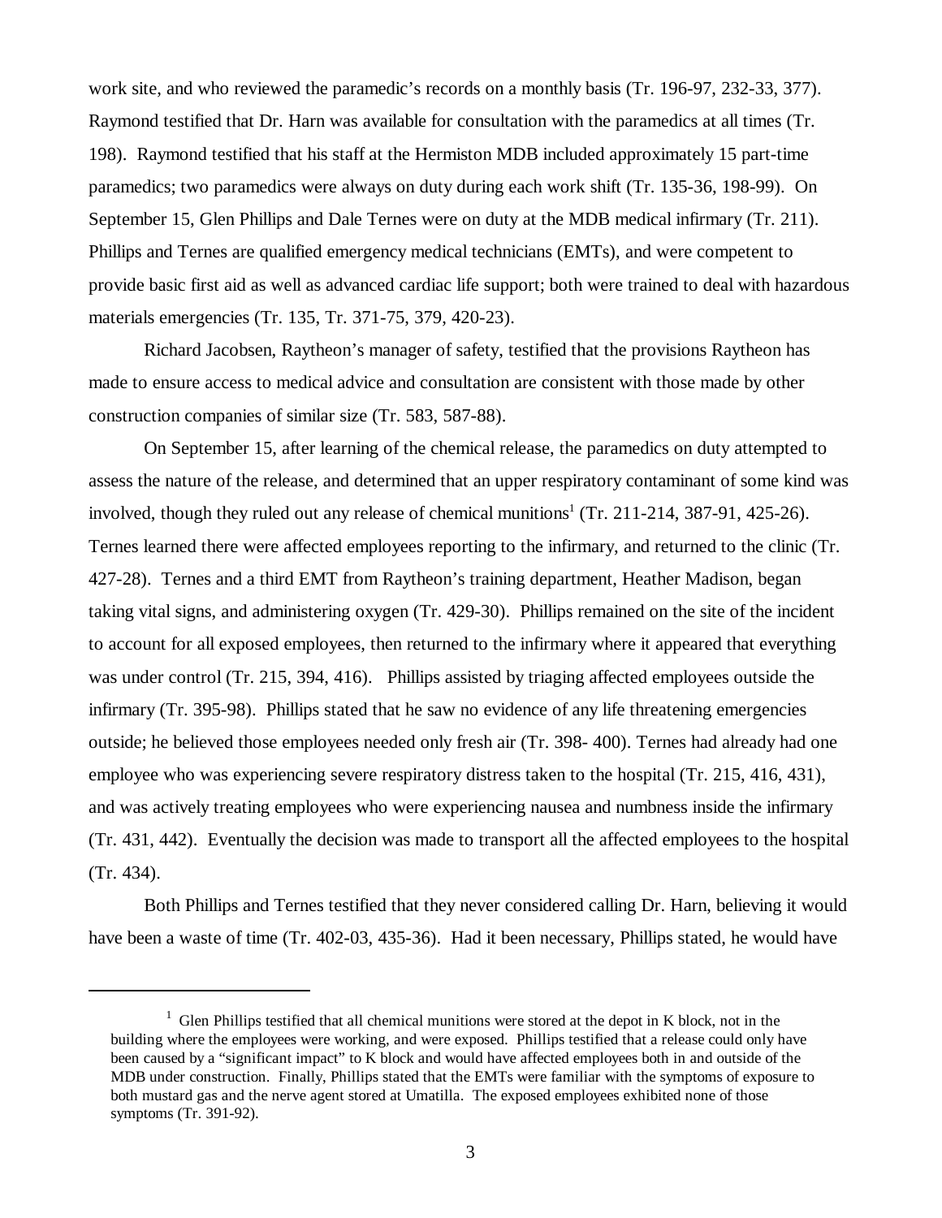work site, and who reviewed the paramedic's records on a monthly basis (Tr. 196-97, 232-33, 377). Raymond testified that Dr. Harn was available for consultation with the paramedics at all times (Tr. 198). Raymond testified that his staff at the Hermiston MDB included approximately 15 part-time paramedics; two paramedics were always on duty during each work shift (Tr. 135-36, 198-99). On September 15, Glen Phillips and Dale Ternes were on duty at the MDB medical infirmary (Tr. 211). Phillips and Ternes are qualified emergency medical technicians (EMTs), and were competent to provide basic first aid as well as advanced cardiac life support; both were trained to deal with hazardous materials emergencies (Tr. 135, Tr. 371-75, 379, 420-23).

Richard Jacobsen, Raytheon's manager of safety, testified that the provisions Raytheon has made to ensure access to medical advice and consultation are consistent with those made by other construction companies of similar size (Tr. 583, 587-88).

On September 15, after learning of the chemical release, the paramedics on duty attempted to assess the nature of the release, and determined that an upper respiratory contaminant of some kind was involved, though they ruled out any release of chemical munitions[1] (Tr. 211-214, 387-91, 425-26). Ternes learned there were affected employees reporting to the infirmary, and returned to the clinic (Tr. 427-28). Ternes and a third EMT from Raytheon's training department, Heather Madison, began taking vital signs, and administering oxygen (Tr. 429-30). Phillips remained on the site of the incident to account for all exposed employees, then returned to the infirmary where it appeared that everything was under control (Tr. 215, 394, 416). Phillips assisted by triaging affected employees outside the infirmary (Tr. 395-98). Phillips stated that he saw no evidence of any life threatening emergencies outside; he believed those employees needed only fresh air (Tr. 398- 400). Ternes had already had one employee who was experiencing severe respiratory distress taken to the hospital (Tr. 215, 416, 431), and was actively treating employees who were experiencing nausea and numbness inside the infirmary (Tr. 431, 442). Eventually the decision was made to transport all the affected employees to the hospital (Tr. 434).

Both Phillips and Ternes testified that they never considered calling Dr. Harn, believing it would have been a waste of time (Tr. 402-03, 435-36). Had it been necessary, Phillips stated, he would have

---

[1] Glen Phillips testified that all chemical munitions were stored at the depot in K block, not in the building where the employees were working, and were exposed. Phillips testified that a release could only have been caused by a "significant impact" to K block and would have affected employees both in and outside of the MDB under construction. Finally, Phillips stated that the EMTs were familiar with the symptoms of exposure to both mustard gas and the nerve agent stored at Umatilla. The exposed employees exhibited none of those symptoms (Tr. 391-92).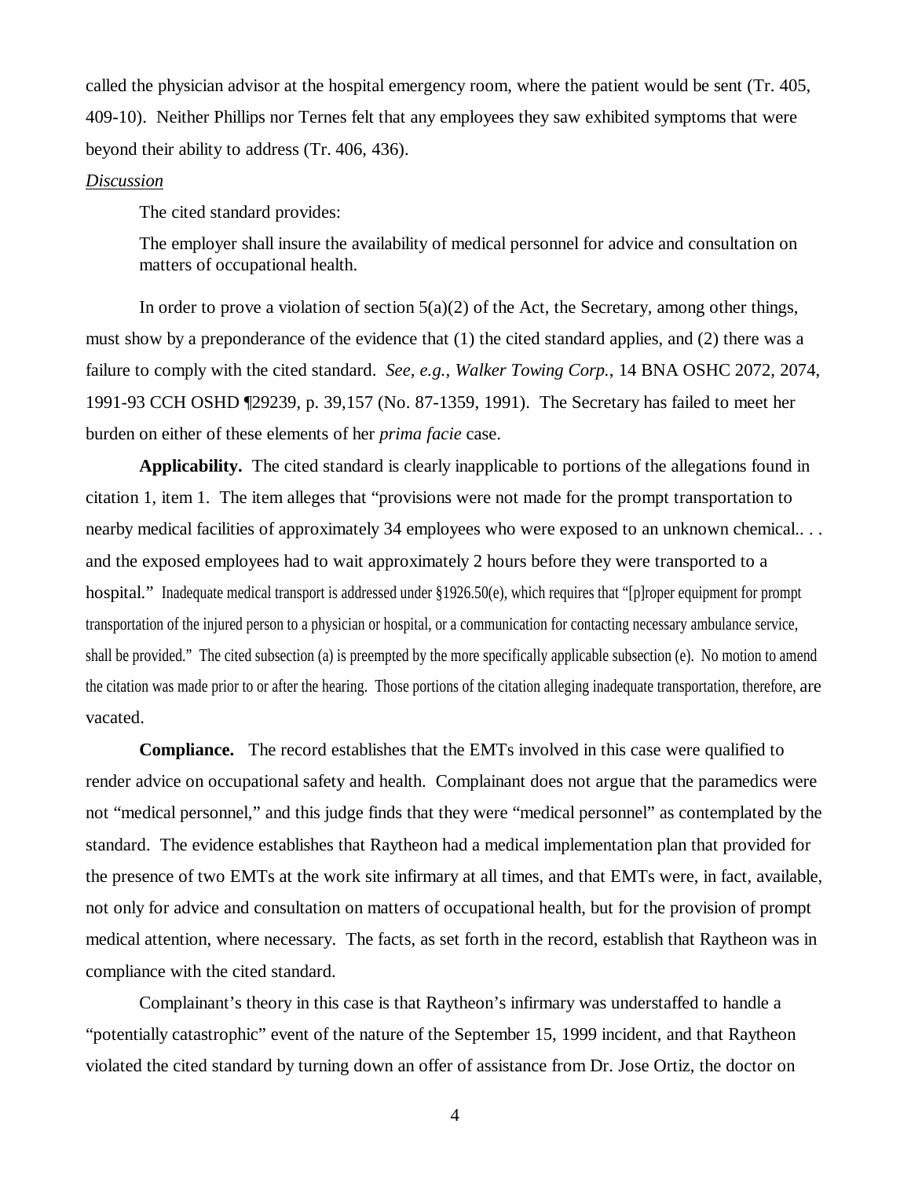called the physician advisor at the hospital emergency room, where the patient would be sent (Tr. 405, 409-10). Neither Phillips nor Ternes felt that any employees they saw exhibited symptoms that were beyond their ability to address (Tr. 406, 436).

*Discussion*

The cited standard provides:

> The employer shall insure the availability of medical personnel for advice and consultation on matters of occupational health.

In order to prove a violation of section 5(a)(2) of the Act, the Secretary, among other things, must show by a preponderance of the evidence that (1) the cited standard applies, and (2) there was a failure to comply with the cited standard. *See, e.g., Walker Towing Corp.*, 14 BNA OSHC 2072, 2074, 1991-93 CCH OSHD ¶29239, p. 39,157 (No. 87-1359, 1991). The Secretary has failed to meet her burden on either of these elements of her *prima facie* case.

**Applicability.** The cited standard is clearly inapplicable to portions of the allegations found in citation 1, item 1. The item alleges that "provisions were not made for the prompt transportation to nearby medical facilities of approximately 34 employees who were exposed to an unknown chemical.. . . and the exposed employees had to wait approximately 2 hours before they were transported to a hospital." Inadequate medical transport is addressed under §1926.50(e), which requires that "[p]roper equipment for prompt transportation of the injured person to a physician or hospital, or a communication for contacting necessary ambulance service, shall be provided." The cited subsection (a) is preempted by the more specifically applicable subsection (e). No motion to amend the citation was made prior to or after the hearing. Those portions of the citation alleging inadequate transportation, therefore, are vacated.

**Compliance.** The record establishes that the EMTs involved in this case were qualified to render advice on occupational safety and health. Complainant does not argue that the paramedics were not "medical personnel," and this judge finds that they were "medical personnel" as contemplated by the standard. The evidence establishes that Raytheon had a medical implementation plan that provided for the presence of two EMTs at the work site infirmary at all times, and that EMTs were, in fact, available, not only for advice and consultation on matters of occupational health, but for the provision of prompt medical attention, where necessary. The facts, as set forth in the record, establish that Raytheon was in compliance with the cited standard.

Complainant's theory in this case is that Raytheon's infirmary was understaffed to handle a "potentially catastrophic" event of the nature of the September 15, 1999 incident, and that Raytheon violated the cited standard by turning down an offer of assistance from Dr. Jose Ortiz, the doctor on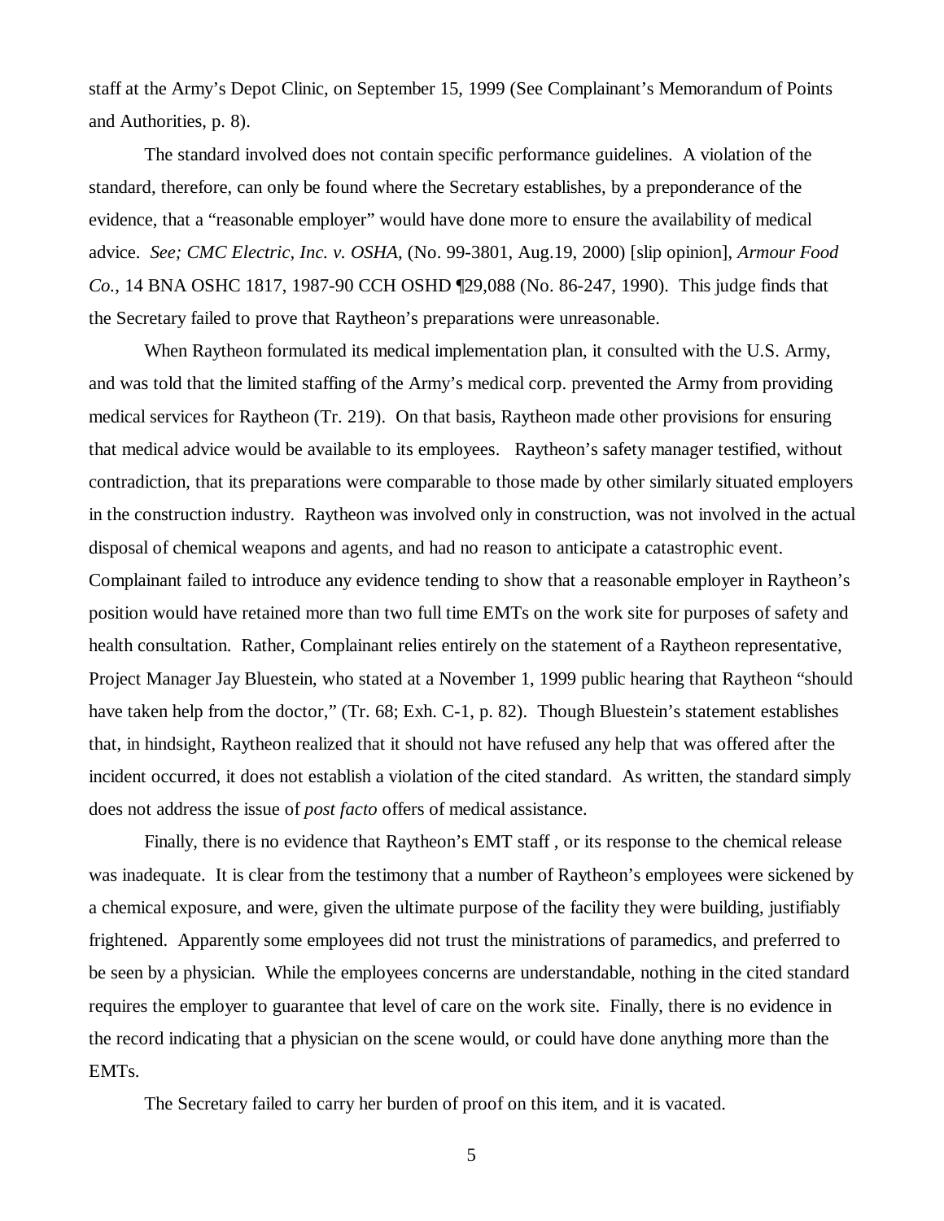staff at the Army's Depot Clinic, on September 15, 1999 (See Complainant's Memorandum of Points and Authorities, p. 8).

The standard involved does not contain specific performance guidelines. A violation of the standard, therefore, can only be found where the Secretary establishes, by a preponderance of the evidence, that a "reasonable employer" would have done more to ensure the availability of medical advice. *See; CMC Electric, Inc. v. OSHA*, (No. 99-3801, Aug.19, 2000) [slip opinion], *Armour Food Co.*, 14 BNA OSHC 1817, 1987-90 CCH OSHD ¶29,088 (No. 86-247, 1990). This judge finds that the Secretary failed to prove that Raytheon's preparations were unreasonable.

When Raytheon formulated its medical implementation plan, it consulted with the U.S. Army, and was told that the limited staffing of the Army's medical corp. prevented the Army from providing medical services for Raytheon (Tr. 219). On that basis, Raytheon made other provisions for ensuring that medical advice would be available to its employees. Raytheon's safety manager testified, without contradiction, that its preparations were comparable to those made by other similarly situated employers in the construction industry. Raytheon was involved only in construction, was not involved in the actual disposal of chemical weapons and agents, and had no reason to anticipate a catastrophic event. Complainant failed to introduce any evidence tending to show that a reasonable employer in Raytheon's position would have retained more than two full time EMTs on the work site for purposes of safety and health consultation. Rather, Complainant relies entirely on the statement of a Raytheon representative, Project Manager Jay Bluestein, who stated at a November 1, 1999 public hearing that Raytheon "should have taken help from the doctor," (Tr. 68; Exh. C-1, p. 82). Though Bluestein's statement establishes that, in hindsight, Raytheon realized that it should not have refused any help that was offered after the incident occurred, it does not establish a violation of the cited standard. As written, the standard simply does not address the issue of *post facto* offers of medical assistance.

Finally, there is no evidence that Raytheon's EMT staff , or its response to the chemical release was inadequate. It is clear from the testimony that a number of Raytheon's employees were sickened by a chemical exposure, and were, given the ultimate purpose of the facility they were building, justifiably frightened. Apparently some employees did not trust the ministrations of paramedics, and preferred to be seen by a physician. While the employees concerns are understandable, nothing in the cited standard requires the employer to guarantee that level of care on the work site. Finally, there is no evidence in the record indicating that a physician on the scene would, or could have done anything more than the EMTs.

The Secretary failed to carry her burden of proof on this item, and it is vacated.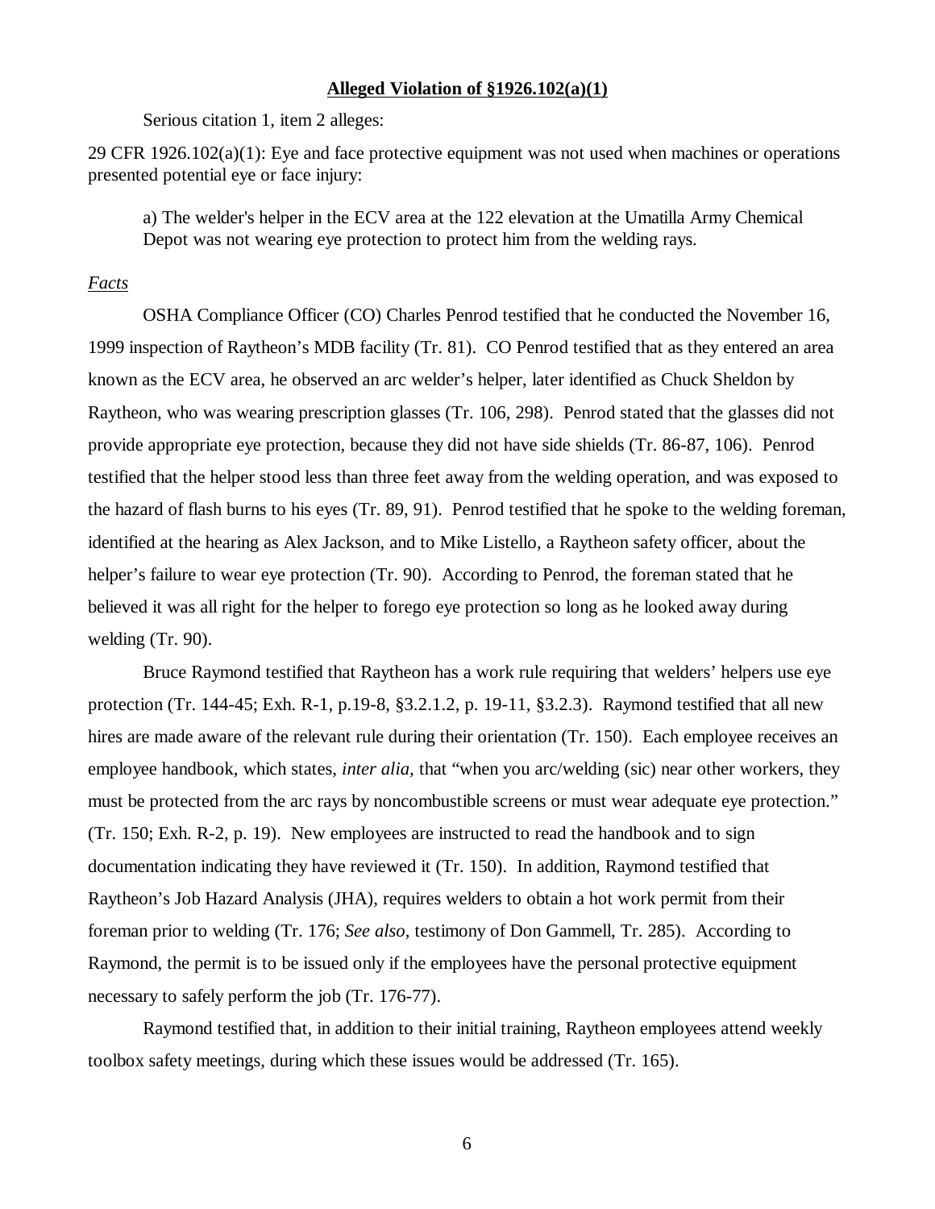**Alleged Violation of §1926.102(a)(1)**

Serious citation 1, item 2 alleges:

29 CFR 1926.102(a)(1): Eye and face protective equipment was not used when machines or operations presented potential eye or face injury:

> a) The welder's helper in the ECV area at the 122 elevation at the Umatilla Army Chemical Depot was not wearing eye protection to protect him from the welding rays.

*Facts*

OSHA Compliance Officer (CO) Charles Penrod testified that he conducted the November 16, 1999 inspection of Raytheon's MDB facility (Tr. 81). CO Penrod testified that as they entered an area known as the ECV area, he observed an arc welder's helper, later identified as Chuck Sheldon by Raytheon, who was wearing prescription glasses (Tr. 106, 298). Penrod stated that the glasses did not provide appropriate eye protection, because they did not have side shields (Tr. 86-87, 106). Penrod testified that the helper stood less than three feet away from the welding operation, and was exposed to the hazard of flash burns to his eyes (Tr. 89, 91). Penrod testified that he spoke to the welding foreman, identified at the hearing as Alex Jackson, and to Mike Listello, a Raytheon safety officer, about the helper's failure to wear eye protection (Tr. 90). According to Penrod, the foreman stated that he believed it was all right for the helper to forego eye protection so long as he looked away during welding (Tr. 90).

Bruce Raymond testified that Raytheon has a work rule requiring that welders' helpers use eye protection (Tr. 144-45; Exh. R-1, p.19-8, §3.2.1.2, p. 19-11, §3.2.3). Raymond testified that all new hires are made aware of the relevant rule during their orientation (Tr. 150). Each employee receives an employee handbook, which states, *inter alia,* that "when you arc/welding (sic) near other workers, they must be protected from the arc rays by noncombustible screens or must wear adequate eye protection." (Tr. 150; Exh. R-2, p. 19). New employees are instructed to read the handbook and to sign documentation indicating they have reviewed it (Tr. 150). In addition, Raymond testified that Raytheon's Job Hazard Analysis (JHA), requires welders to obtain a hot work permit from their foreman prior to welding (Tr. 176; *See also,* testimony of Don Gammell, Tr. 285). According to Raymond, the permit is to be issued only if the employees have the personal protective equipment necessary to safely perform the job (Tr. 176-77).

Raymond testified that, in addition to their initial training, Raytheon employees attend weekly toolbox safety meetings, during which these issues would be addressed (Tr. 165).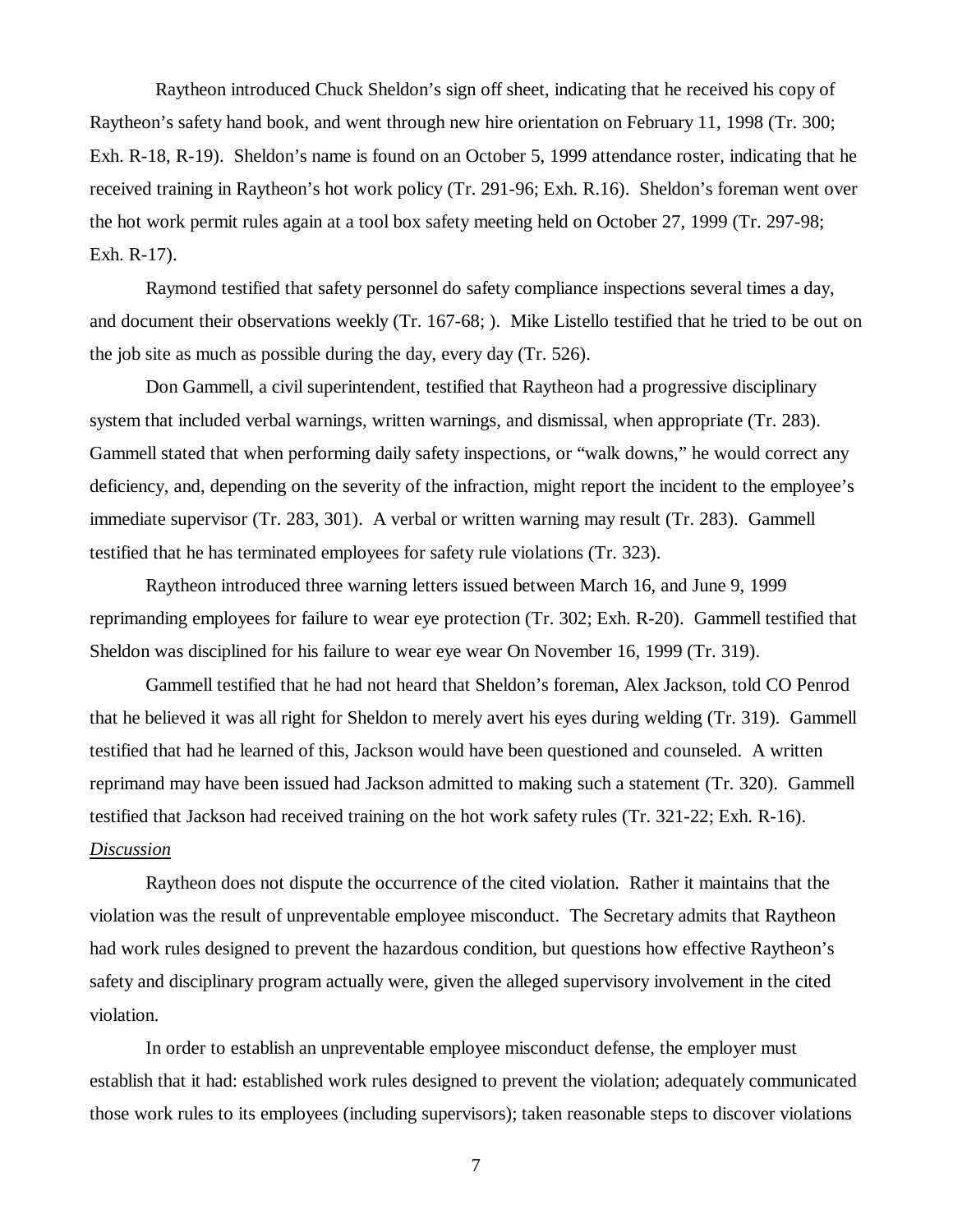Raytheon introduced Chuck Sheldon's sign off sheet, indicating that he received his copy of Raytheon's safety hand book, and went through new hire orientation on February 11, 1998 (Tr. 300; Exh. R-18, R-19). Sheldon's name is found on an October 5, 1999 attendance roster, indicating that he received training in Raytheon's hot work policy (Tr. 291-96; Exh. R.16). Sheldon's foreman went over the hot work permit rules again at a tool box safety meeting held on October 27, 1999 (Tr. 297-98; Exh. R-17).

Raymond testified that safety personnel do safety compliance inspections several times a day, and document their observations weekly (Tr. 167-68; ). Mike Listello testified that he tried to be out on the job site as much as possible during the day, every day (Tr. 526).

Don Gammell, a civil superintendent, testified that Raytheon had a progressive disciplinary system that included verbal warnings, written warnings, and dismissal, when appropriate (Tr. 283). Gammell stated that when performing daily safety inspections, or "walk downs," he would correct any deficiency, and, depending on the severity of the infraction, might report the incident to the employee's immediate supervisor (Tr. 283, 301). A verbal or written warning may result (Tr. 283). Gammell testified that he has terminated employees for safety rule violations (Tr. 323).

Raytheon introduced three warning letters issued between March 16, and June 9, 1999 reprimanding employees for failure to wear eye protection (Tr. 302; Exh. R-20). Gammell testified that Sheldon was disciplined for his failure to wear eye wear On November 16, 1999 (Tr. 319).

Gammell testified that he had not heard that Sheldon's foreman, Alex Jackson, told CO Penrod that he believed it was all right for Sheldon to merely avert his eyes during welding (Tr. 319). Gammell testified that had he learned of this, Jackson would have been questioned and counseled. A written reprimand may have been issued had Jackson admitted to making such a statement (Tr. 320). Gammell testified that Jackson had received training on the hot work safety rules (Tr. 321-22; Exh. R-16).

*Discussion*

Raytheon does not dispute the occurrence of the cited violation. Rather it maintains that the violation was the result of unpreventable employee misconduct. The Secretary admits that Raytheon had work rules designed to prevent the hazardous condition, but questions how effective Raytheon's safety and disciplinary program actually were, given the alleged supervisory involvement in the cited violation.

In order to establish an unpreventable employee misconduct defense, the employer must establish that it had: established work rules designed to prevent the violation; adequately communicated those work rules to its employees (including supervisors); taken reasonable steps to discover violations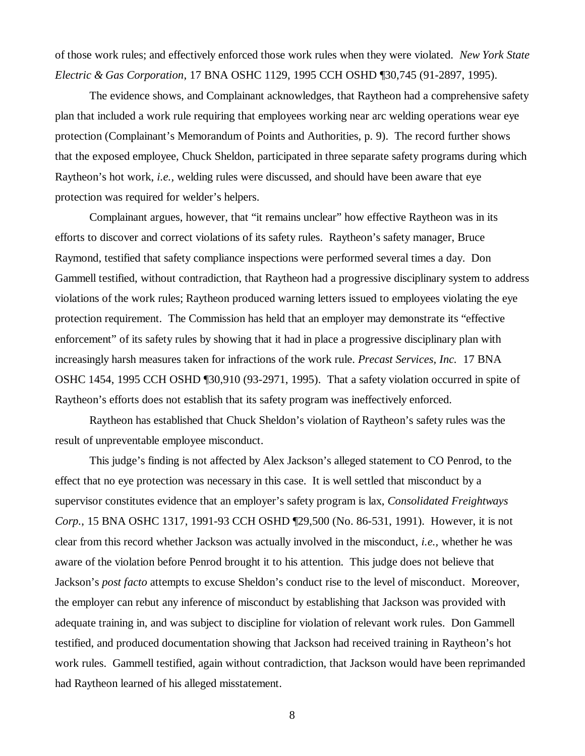of those work rules; and effectively enforced those work rules when they were violated. *New York State Electric & Gas Corporation*, 17 BNA OSHC 1129, 1995 CCH OSHD ¶30,745 (91-2897, 1995).

The evidence shows, and Complainant acknowledges, that Raytheon had a comprehensive safety plan that included a work rule requiring that employees working near arc welding operations wear eye protection (Complainant's Memorandum of Points and Authorities, p. 9). The record further shows that the exposed employee, Chuck Sheldon, participated in three separate safety programs during which Raytheon's hot work, *i.e.*, welding rules were discussed, and should have been aware that eye protection was required for welder's helpers.

Complainant argues, however, that "it remains unclear" how effective Raytheon was in its efforts to discover and correct violations of its safety rules. Raytheon's safety manager, Bruce Raymond, testified that safety compliance inspections were performed several times a day. Don Gammell testified, without contradiction, that Raytheon had a progressive disciplinary system to address violations of the work rules; Raytheon produced warning letters issued to employees violating the eye protection requirement. The Commission has held that an employer may demonstrate its "effective enforcement" of its safety rules by showing that it had in place a progressive disciplinary plan with increasingly harsh measures taken for infractions of the work rule. *Precast Services, Inc.* 17 BNA OSHC 1454, 1995 CCH OSHD ¶30,910 (93-2971, 1995). That a safety violation occurred in spite of Raytheon's efforts does not establish that its safety program was ineffectively enforced.

Raytheon has established that Chuck Sheldon's violation of Raytheon's safety rules was the result of unpreventable employee misconduct.

This judge's finding is not affected by Alex Jackson's alleged statement to CO Penrod, to the effect that no eye protection was necessary in this case. It is well settled that misconduct by a supervisor constitutes evidence that an employer's safety program is lax, *Consolidated Freightways Corp.*, 15 BNA OSHC 1317, 1991-93 CCH OSHD ¶29,500 (No. 86-531, 1991). However, it is not clear from this record whether Jackson was actually involved in the misconduct, *i.e.*, whether he was aware of the violation before Penrod brought it to his attention. This judge does not believe that Jackson's *post facto* attempts to excuse Sheldon's conduct rise to the level of misconduct. Moreover, the employer can rebut any inference of misconduct by establishing that Jackson was provided with adequate training in, and was subject to discipline for violation of relevant work rules. Don Gammell testified, and produced documentation showing that Jackson had received training in Raytheon's hot work rules. Gammell testified, again without contradiction, that Jackson would have been reprimanded had Raytheon learned of his alleged misstatement.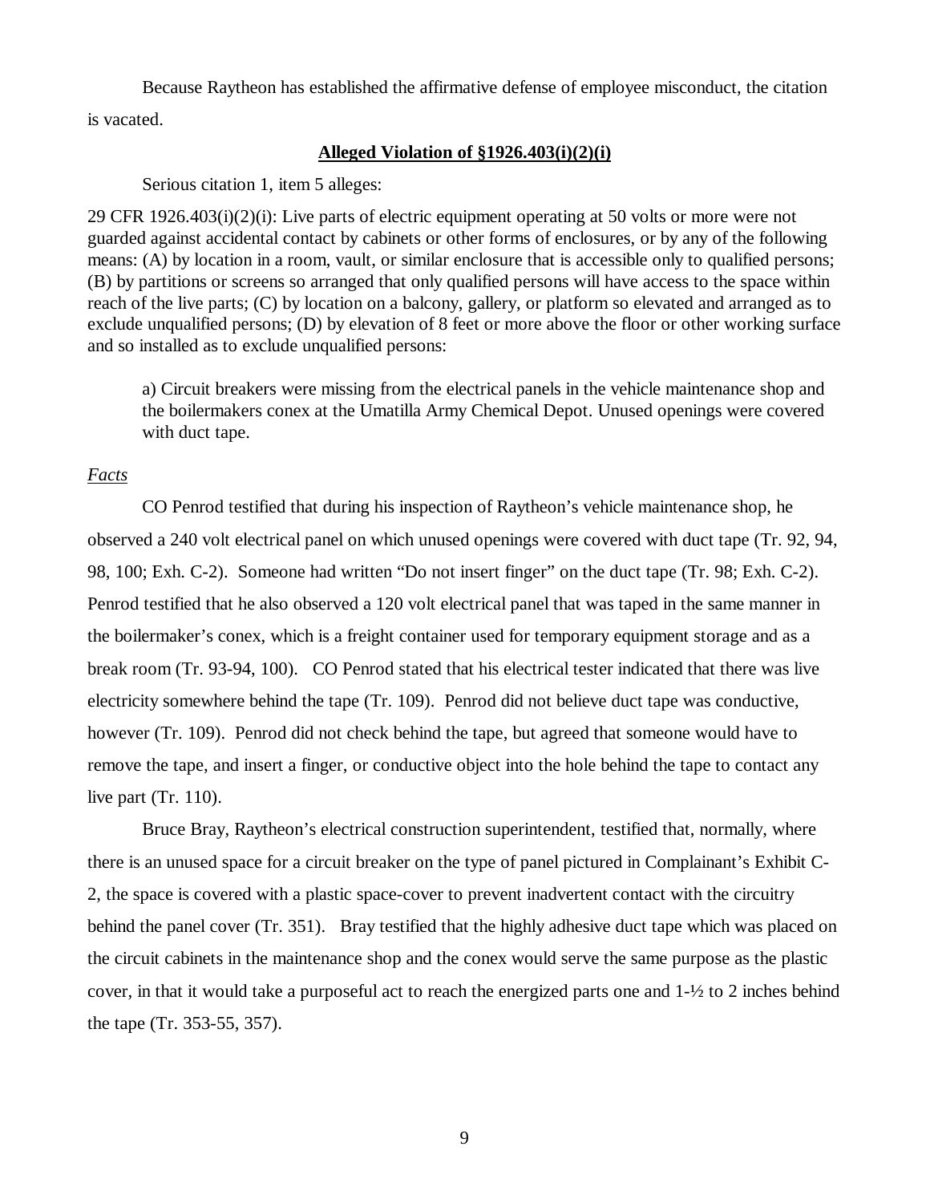Because Raytheon has established the affirmative defense of employee misconduct, the citation is vacated.

**Alleged Violation of §1926.403(i)(2)(i)**

Serious citation 1, item 5 alleges:

29 CFR 1926.403(i)(2)(i): Live parts of electric equipment operating at 50 volts or more were not guarded against accidental contact by cabinets or other forms of enclosures, or by any of the following means: (A) by location in a room, vault, or similar enclosure that is accessible only to qualified persons; (B) by partitions or screens so arranged that only qualified persons will have access to the space within reach of the live parts; (C) by location on a balcony, gallery, or platform so elevated and arranged as to exclude unqualified persons; (D) by elevation of 8 feet or more above the floor or other working surface and so installed as to exclude unqualified persons:

> a) Circuit breakers were missing from the electrical panels in the vehicle maintenance shop and the boilermakers conex at the Umatilla Army Chemical Depot. Unused openings were covered with duct tape.

*Facts*

CO Penrod testified that during his inspection of Raytheon's vehicle maintenance shop, he observed a 240 volt electrical panel on which unused openings were covered with duct tape (Tr. 92, 94, 98, 100; Exh. C-2). Someone had written "Do not insert finger" on the duct tape (Tr. 98; Exh. C-2). Penrod testified that he also observed a 120 volt electrical panel that was taped in the same manner in the boilermaker's conex, which is a freight container used for temporary equipment storage and as a break room (Tr. 93-94, 100). CO Penrod stated that his electrical tester indicated that there was live electricity somewhere behind the tape (Tr. 109). Penrod did not believe duct tape was conductive, however (Tr. 109). Penrod did not check behind the tape, but agreed that someone would have to remove the tape, and insert a finger, or conductive object into the hole behind the tape to contact any live part (Tr. 110).

Bruce Bray, Raytheon's electrical construction superintendent, testified that, normally, where there is an unused space for a circuit breaker on the type of panel pictured in Complainant's Exhibit C-2, the space is covered with a plastic space-cover to prevent inadvertent contact with the circuitry behind the panel cover (Tr. 351). Bray testified that the highly adhesive duct tape which was placed on the circuit cabinets in the maintenance shop and the conex would serve the same purpose as the plastic cover, in that it would take a purposeful act to reach the energized parts one and 1-½ to 2 inches behind the tape (Tr. 353-55, 357).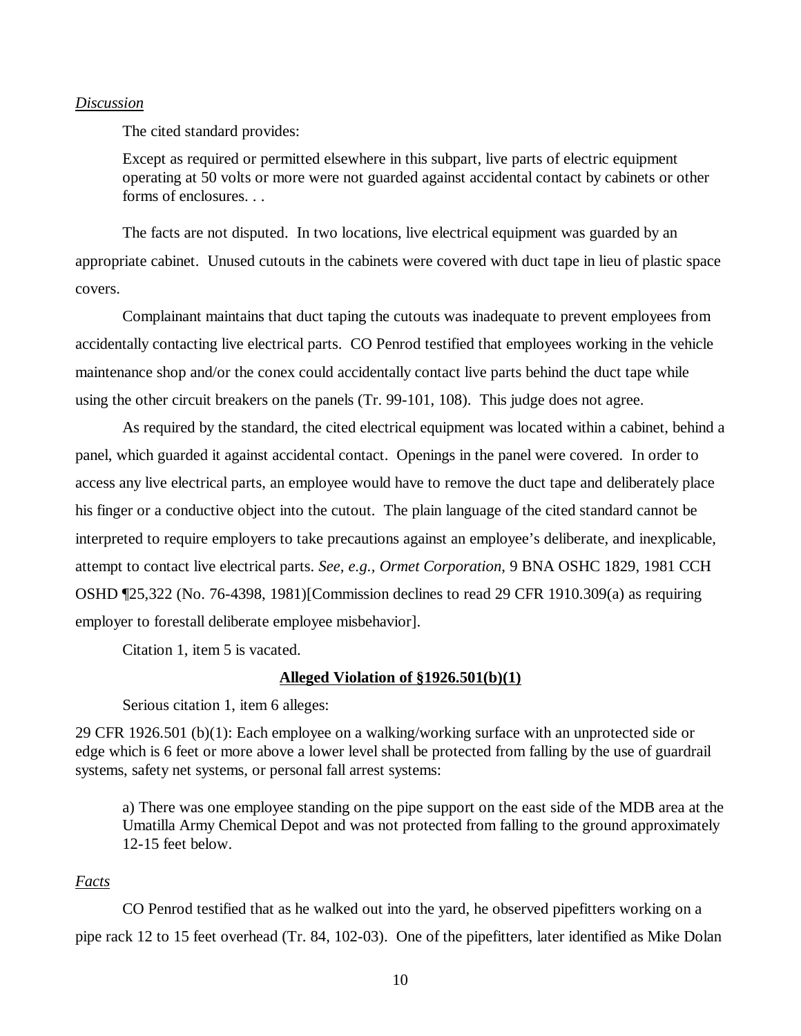*Discussion*

The cited standard provides:

> Except as required or permitted elsewhere in this subpart, live parts of electric equipment operating at 50 volts or more were not guarded against accidental contact by cabinets or other forms of enclosures. . .

The facts are not disputed. In two locations, live electrical equipment was guarded by an appropriate cabinet. Unused cutouts in the cabinets were covered with duct tape in lieu of plastic space covers.

Complainant maintains that duct taping the cutouts was inadequate to prevent employees from accidentally contacting live electrical parts. CO Penrod testified that employees working in the vehicle maintenance shop and/or the conex could accidentally contact live parts behind the duct tape while using the other circuit breakers on the panels (Tr. 99-101, 108). This judge does not agree.

As required by the standard, the cited electrical equipment was located within a cabinet, behind a panel, which guarded it against accidental contact. Openings in the panel were covered. In order to access any live electrical parts, an employee would have to remove the duct tape and deliberately place his finger or a conductive object into the cutout. The plain language of the cited standard cannot be interpreted to require employers to take precautions against an employee's deliberate, and inexplicable, attempt to contact live electrical parts. *See, e.g., Ormet Corporation*, 9 BNA OSHC 1829, 1981 CCH OSHD ¶25,322 (No. 76-4398, 1981)[Commission declines to read 29 CFR 1910.309(a) as requiring employer to forestall deliberate employee misbehavior].

Citation 1, item 5 is vacated.

**Alleged Violation of §1926.501(b)(1)**

Serious citation 1, item 6 alleges:

29 CFR 1926.501 (b)(1): Each employee on a walking/working surface with an unprotected side or edge which is 6 feet or more above a lower level shall be protected from falling by the use of guardrail systems, safety net systems, or personal fall arrest systems:

> a) There was one employee standing on the pipe support on the east side of the MDB area at the Umatilla Army Chemical Depot and was not protected from falling to the ground approximately 12-15 feet below.

*Facts*

CO Penrod testified that as he walked out into the yard, he observed pipefitters working on a pipe rack 12 to 15 feet overhead (Tr. 84, 102-03). One of the pipefitters, later identified as Mike Dolan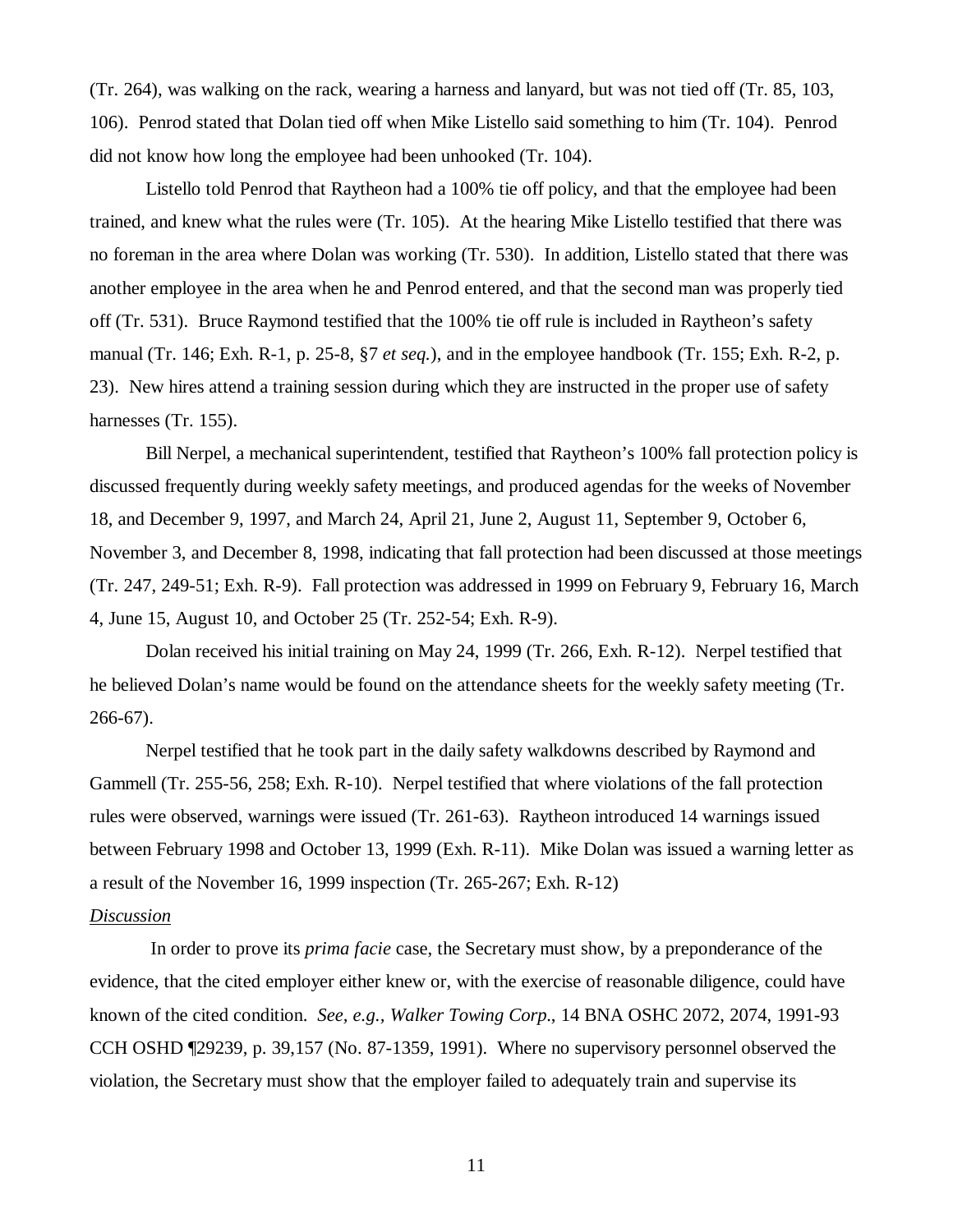(Tr. 264), was walking on the rack, wearing a harness and lanyard, but was not tied off (Tr. 85, 103, 106). Penrod stated that Dolan tied off when Mike Listello said something to him (Tr. 104). Penrod did not know how long the employee had been unhooked (Tr. 104).

Listello told Penrod that Raytheon had a 100% tie off policy, and that the employee had been trained, and knew what the rules were (Tr. 105). At the hearing Mike Listello testified that there was no foreman in the area where Dolan was working (Tr. 530). In addition, Listello stated that there was another employee in the area when he and Penrod entered, and that the second man was properly tied off (Tr. 531). Bruce Raymond testified that the 100% tie off rule is included in Raytheon's safety manual (Tr. 146; Exh. R-1, p. 25-8, §7 *et seq.*), and in the employee handbook (Tr. 155; Exh. R-2, p. 23). New hires attend a training session during which they are instructed in the proper use of safety harnesses (Tr. 155).

Bill Nerpel, a mechanical superintendent, testified that Raytheon's 100% fall protection policy is discussed frequently during weekly safety meetings, and produced agendas for the weeks of November 18, and December 9, 1997, and March 24, April 21, June 2, August 11, September 9, October 6, November 3, and December 8, 1998, indicating that fall protection had been discussed at those meetings (Tr. 247, 249-51; Exh. R-9). Fall protection was addressed in 1999 on February 9, February 16, March 4, June 15, August 10, and October 25 (Tr. 252-54; Exh. R-9).

Dolan received his initial training on May 24, 1999 (Tr. 266, Exh. R-12). Nerpel testified that he believed Dolan's name would be found on the attendance sheets for the weekly safety meeting (Tr. 266-67).

Nerpel testified that he took part in the daily safety walkdowns described by Raymond and Gammell (Tr. 255-56, 258; Exh. R-10). Nerpel testified that where violations of the fall protection rules were observed, warnings were issued (Tr. 261-63). Raytheon introduced 14 warnings issued between February 1998 and October 13, 1999 (Exh. R-11). Mike Dolan was issued a warning letter as a result of the November 16, 1999 inspection (Tr. 265-267; Exh. R-12)

*Discussion*

In order to prove its *prima facie* case, the Secretary must show, by a preponderance of the evidence, that the cited employer either knew or, with the exercise of reasonable diligence, could have known of the cited condition. *See, e.g., Walker Towing Corp.*, 14 BNA OSHC 2072, 2074, 1991-93 CCH OSHD ¶29239, p. 39,157 (No. 87-1359, 1991). Where no supervisory personnel observed the violation, the Secretary must show that the employer failed to adequately train and supervise its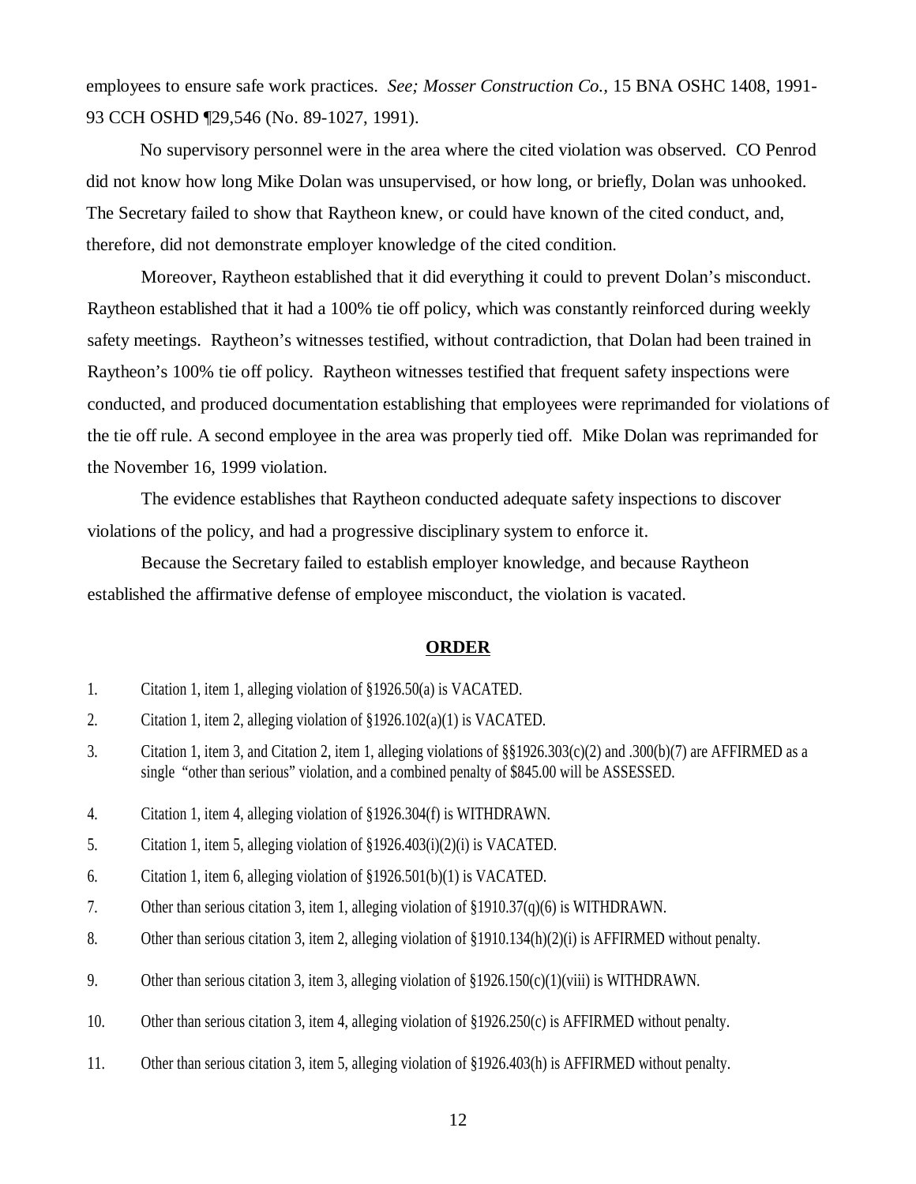employees to ensure safe work practices. *See; Mosser Construction Co.*, 15 BNA OSHC 1408, 1991-93 CCH OSHD ¶29,546 (No. 89-1027, 1991).

No supervisory personnel were in the area where the cited violation was observed. CO Penrod did not know how long Mike Dolan was unsupervised, or how long, or briefly, Dolan was unhooked. The Secretary failed to show that Raytheon knew, or could have known of the cited conduct, and, therefore, did not demonstrate employer knowledge of the cited condition.

Moreover, Raytheon established that it did everything it could to prevent Dolan's misconduct. Raytheon established that it had a 100% tie off policy, which was constantly reinforced during weekly safety meetings. Raytheon's witnesses testified, without contradiction, that Dolan had been trained in Raytheon's 100% tie off policy. Raytheon witnesses testified that frequent safety inspections were conducted, and produced documentation establishing that employees were reprimanded for violations of the tie off rule. A second employee in the area was properly tied off. Mike Dolan was reprimanded for the November 16, 1999 violation.

The evidence establishes that Raytheon conducted adequate safety inspections to discover violations of the policy, and had a progressive disciplinary system to enforce it.

Because the Secretary failed to establish employer knowledge, and because Raytheon established the affirmative defense of employee misconduct, the violation is vacated.

## ORDER

1. Citation 1, item 1, alleging violation of §1926.50(a) is VACATED.
2. Citation 1, item 2, alleging violation of §1926.102(a)(1) is VACATED.
3. Citation 1, item 3, and Citation 2, item 1, alleging violations of §§1926.303(c)(2) and .300(b)(7) are AFFIRMED as a single "other than serious" violation, and a combined penalty of $845.00 will be ASSESSED.
4. Citation 1, item 4, alleging violation of §1926.304(f) is WITHDRAWN.
5. Citation 1, item 5, alleging violation of §1926.403(i)(2)(i) is VACATED.
6. Citation 1, item 6, alleging violation of §1926.501(b)(1) is VACATED.
7. Other than serious citation 3, item 1, alleging violation of §1910.37(q)(6) is WITHDRAWN.
8. Other than serious citation 3, item 2, alleging violation of §1910.134(h)(2)(i) is AFFIRMED without penalty.
9. Other than serious citation 3, item 3, alleging violation of §1926.150(c)(1)(viii) is WITHDRAWN.
10. Other than serious citation 3, item 4, alleging violation of §1926.250(c) is AFFIRMED without penalty.
11. Other than serious citation 3, item 5, alleging violation of §1926.403(h) is AFFIRMED without penalty.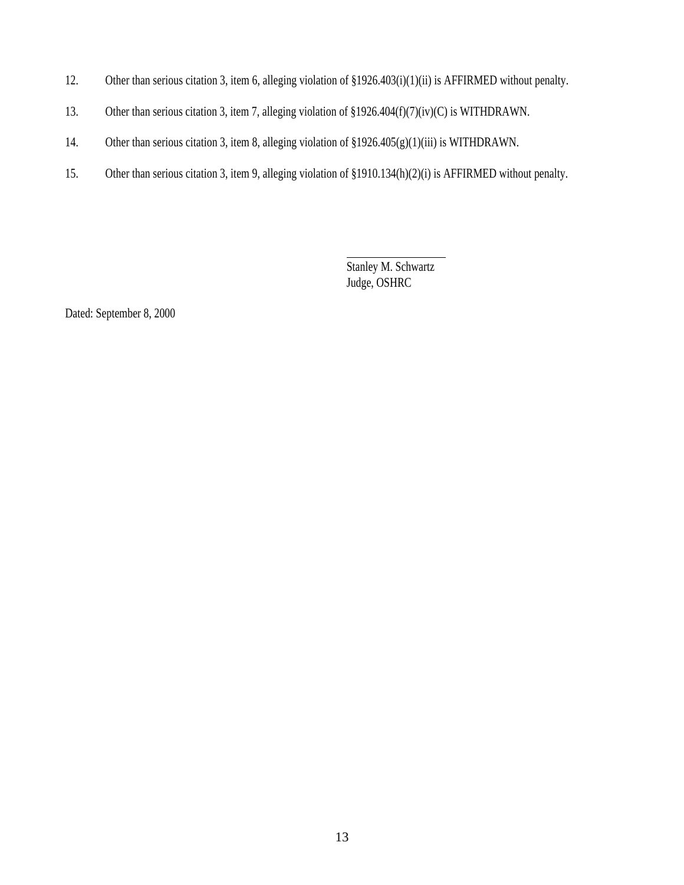12. Other than serious citation 3, item 6, alleging violation of §1926.403(i)(1)(ii) is AFFIRMED without penalty.

13. Other than serious citation 3, item 7, alleging violation of §1926.404(f)(7)(iv)(C) is WITHDRAWN.

14. Other than serious citation 3, item 8, alleging violation of §1926.405(g)(1)(iii) is WITHDRAWN.

15. Other than serious citation 3, item 9, alleging violation of §1910.134(h)(2)(i) is AFFIRMED without penalty.

Stanley M. Schwartz
Judge, OSHRC

Dated: September 8, 2000